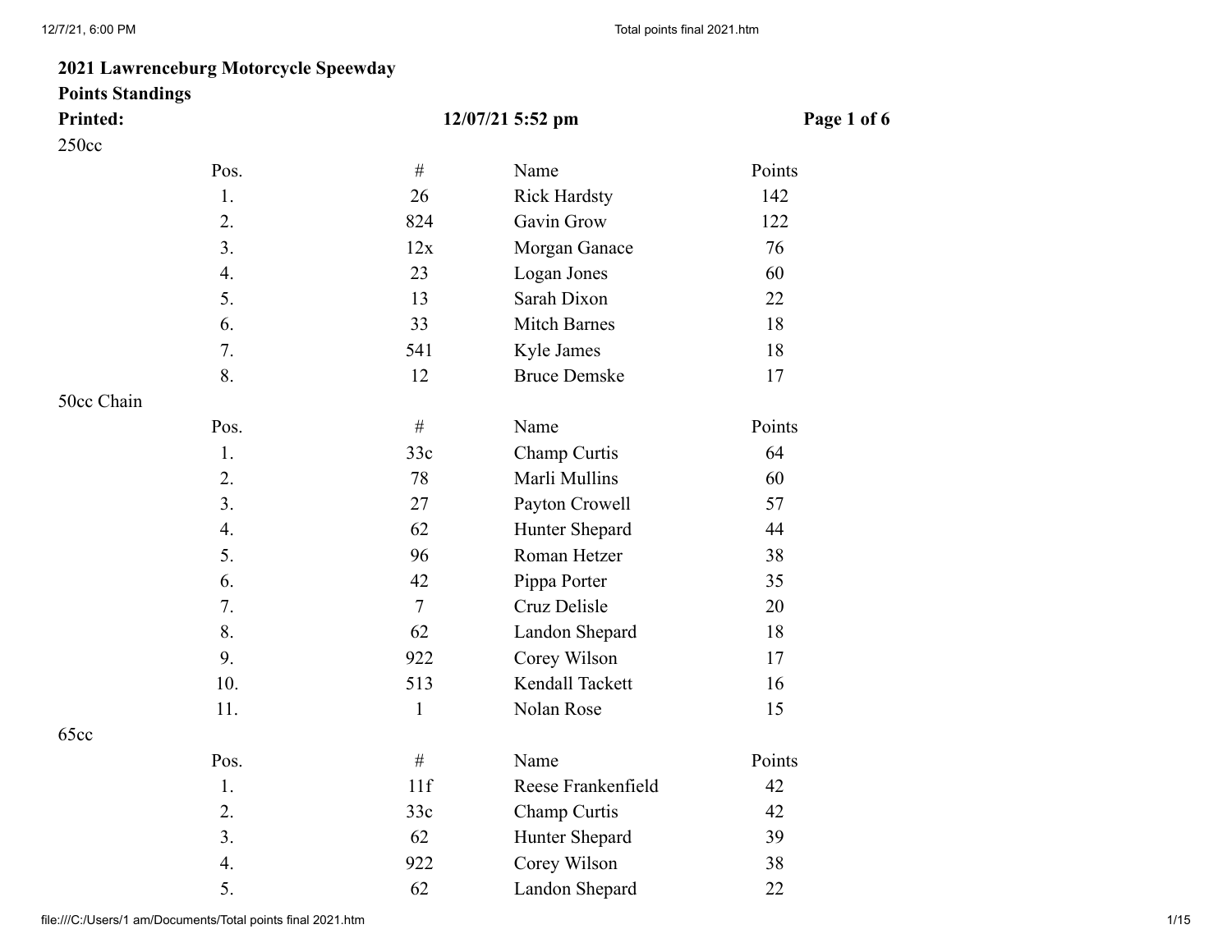**2021 Lawrenceburg Motorcycle Speewday**
**Points Standings**
**Printed:** **12/07/21 5:52 pm** **Page 1 of 6**

250cc

| Pos. | # | Name | Points |
|---|---|---|---|
| 1. | 26 | Rick Hardsty | 142 |
| 2. | 824 | Gavin Grow | 122 |
| 3. | 12x | Morgan Ganace | 76 |
| 4. | 23 | Logan Jones | 60 |
| 5. | 13 | Sarah Dixon | 22 |
| 6. | 33 | Mitch Barnes | 18 |
| 7. | 541 | Kyle James | 18 |
| 8. | 12 | Bruce Demske | 17 |

50cc Chain

| Pos. | # | Name | Points |
|---|---|---|---|
| 1. | 33c | Champ Curtis | 64 |
| 2. | 78 | Marli Mullins | 60 |
| 3. | 27 | Payton Crowell | 57 |
| 4. | 62 | Hunter Shepard | 44 |
| 5. | 96 | Roman Hetzer | 38 |
| 6. | 42 | Pippa Porter | 35 |
| 7. | 7 | Cruz Delisle | 20 |
| 8. | 62 | Landon Shepard | 18 |
| 9. | 922 | Corey Wilson | 17 |
| 10. | 513 | Kendall Tackett | 16 |
| 11. | 1 | Nolan Rose | 15 |

65cc

| Pos. | # | Name | Points |
|---|---|---|---|
| 1. | 11f | Reese Frankenfield | 42 |
| 2. | 33c | Champ Curtis | 42 |
| 3. | 62 | Hunter Shepard | 39 |
| 4. | 922 | Corey Wilson | 38 |
| 5. | 62 | Landon Shepard | 22 |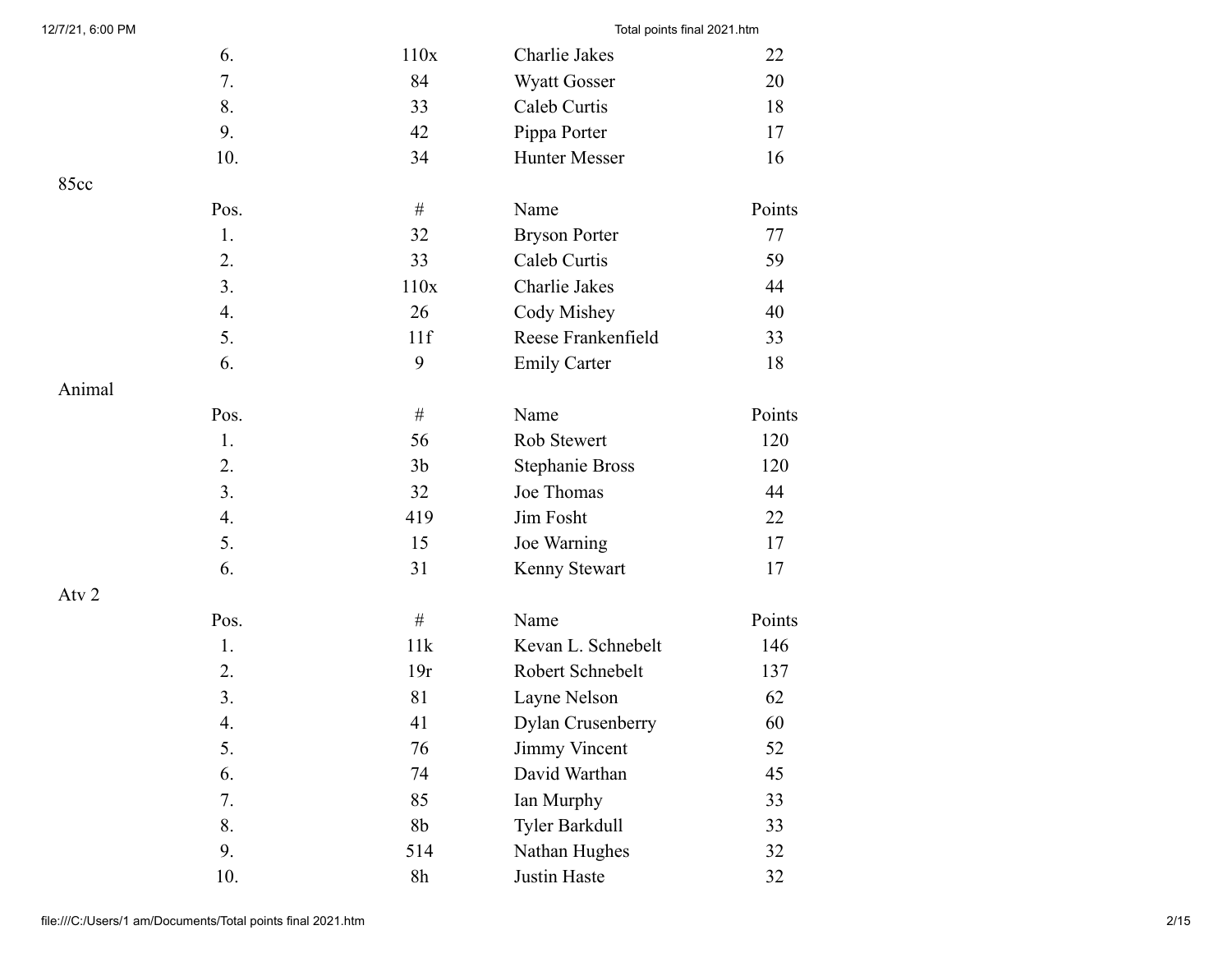| Pos. | # | Name | Points |
|---|---|---|---|
| 6. | 110x | Charlie Jakes | 22 |
| 7. | 84 | Wyatt Gosser | 20 |
| 8. | 33 | Caleb Curtis | 18 |
| 9. | 42 | Pippa Porter | 17 |
| 10. | 34 | Hunter Messer | 16 |

85cc

| Pos. | # | Name | Points |
|---|---|---|---|
| 1. | 32 | Bryson Porter | 77 |
| 2. | 33 | Caleb Curtis | 59 |
| 3. | 110x | Charlie Jakes | 44 |
| 4. | 26 | Cody Mishey | 40 |
| 5. | 11f | Reese Frankenfield | 33 |
| 6. | 9 | Emily Carter | 18 |

Animal

| Pos. | # | Name | Points |
|---|---|---|---|
| 1. | 56 | Rob Stewert | 120 |
| 2. | 3b | Stephanie Bross | 120 |
| 3. | 32 | Joe Thomas | 44 |
| 4. | 419 | Jim Fosht | 22 |
| 5. | 15 | Joe Warning | 17 |
| 6. | 31 | Kenny Stewart | 17 |

Atv 2

| Pos. | # | Name | Points |
|---|---|---|---|
| 1. | 11k | Kevan L. Schnebelt | 146 |
| 2. | 19r | Robert Schnebelt | 137 |
| 3. | 81 | Layne Nelson | 62 |
| 4. | 41 | Dylan Crusenberry | 60 |
| 5. | 76 | Jimmy Vincent | 52 |
| 6. | 74 | David Warthan | 45 |
| 7. | 85 | Ian Murphy | 33 |
| 8. | 8b | Tyler Barkdull | 33 |
| 9. | 514 | Nathan Hughes | 32 |
| 10. | 8h | Justin Haste | 32 |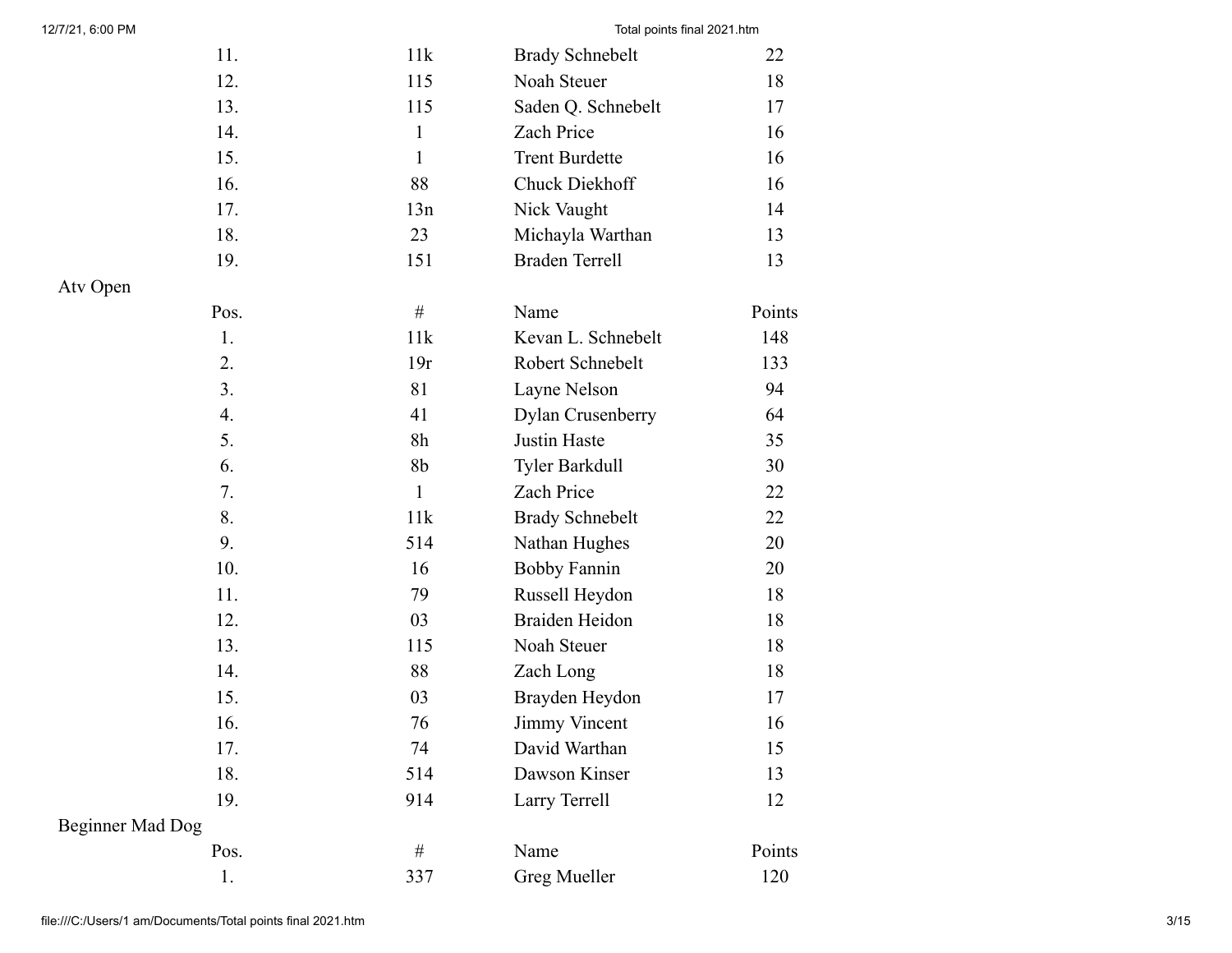| Pos. | # | Name | Points |
|---|---|---|---|
| 11. | 11k | Brady Schnebelt | 22 |
| 12. | 115 | Noah Steuer | 18 |
| 13. | 115 | Saden Q. Schnebelt | 17 |
| 14. | 1 | Zach Price | 16 |
| 15. | 1 | Trent Burdette | 16 |
| 16. | 88 | Chuck Diekhoff | 16 |
| 17. | 13n | Nick Vaught | 14 |
| 18. | 23 | Michayla Warthan | 13 |
| 19. | 151 | Braden Terrell | 13 |

Atv Open

| Pos. | # | Name | Points |
|---|---|---|---|
| 1. | 11k | Kevan L. Schnebelt | 148 |
| 2. | 19r | Robert Schnebelt | 133 |
| 3. | 81 | Layne Nelson | 94 |
| 4. | 41 | Dylan Crusenberry | 64 |
| 5. | 8h | Justin Haste | 35 |
| 6. | 8b | Tyler Barkdull | 30 |
| 7. | 1 | Zach Price | 22 |
| 8. | 11k | Brady Schnebelt | 22 |
| 9. | 514 | Nathan Hughes | 20 |
| 10. | 16 | Bobby Fannin | 20 |
| 11. | 79 | Russell Heydon | 18 |
| 12. | 03 | Braiden Heidon | 18 |
| 13. | 115 | Noah Steuer | 18 |
| 14. | 88 | Zach Long | 18 |
| 15. | 03 | Brayden Heydon | 17 |
| 16. | 76 | Jimmy Vincent | 16 |
| 17. | 74 | David Warthan | 15 |
| 18. | 514 | Dawson Kinser | 13 |
| 19. | 914 | Larry Terrell | 12 |

Beginner Mad Dog

| Pos. | # | Name | Points |
|---|---|---|---|
| 1. | 337 | Greg Mueller | 120 |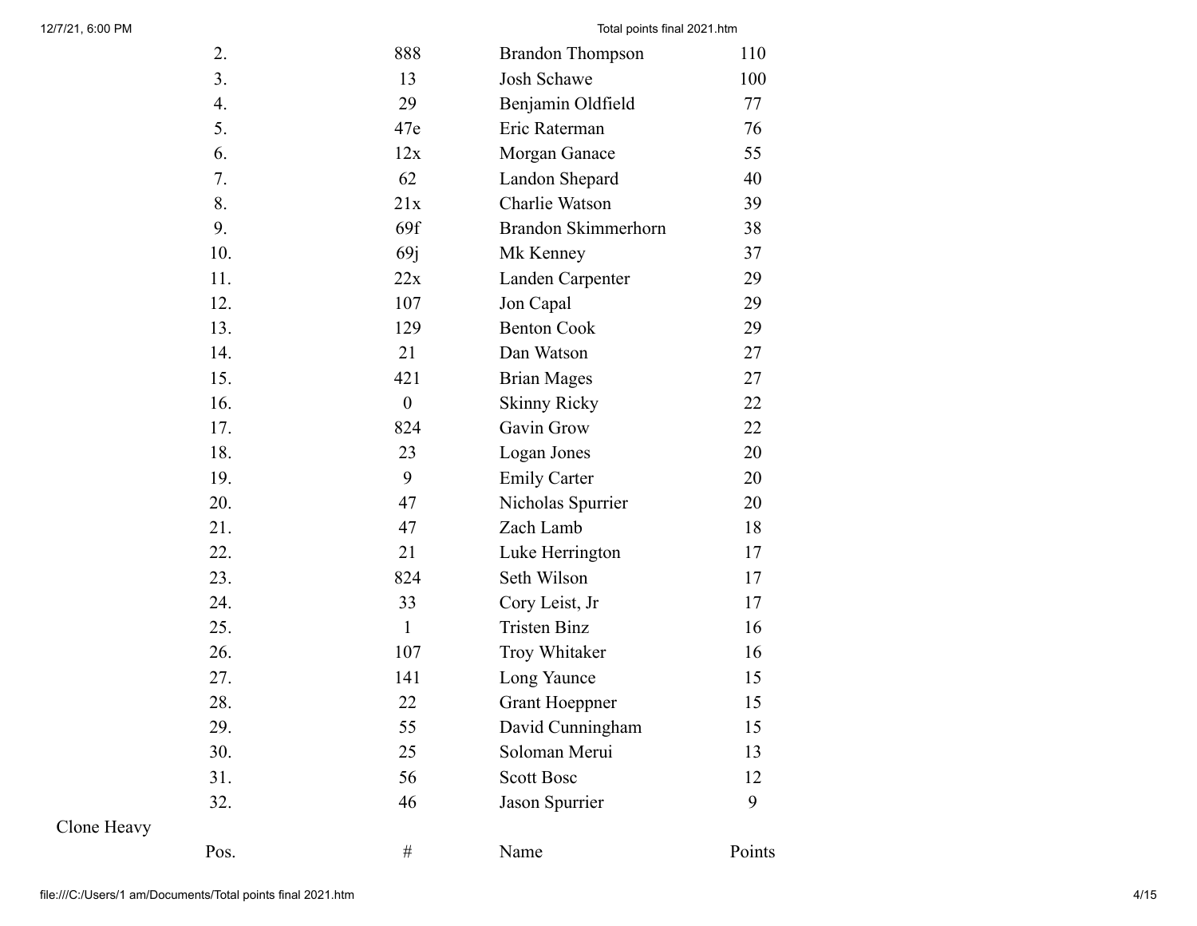| Pos. | # | Name | Points |
|---|---|---|---|
| 2. | 888 | Brandon Thompson | 110 |
| 3. | 13 | Josh Schawe | 100 |
| 4. | 29 | Benjamin Oldfield | 77 |
| 5. | 47e | Eric Raterman | 76 |
| 6. | 12x | Morgan Ganace | 55 |
| 7. | 62 | Landon Shepard | 40 |
| 8. | 21x | Charlie Watson | 39 |
| 9. | 69f | Brandon Skimmerhorn | 38 |
| 10. | 69j | Mk Kenney | 37 |
| 11. | 22x | Landen Carpenter | 29 |
| 12. | 107 | Jon Capal | 29 |
| 13. | 129 | Benton Cook | 29 |
| 14. | 21 | Dan Watson | 27 |
| 15. | 421 | Brian Mages | 27 |
| 16. | 0 | Skinny Ricky | 22 |
| 17. | 824 | Gavin Grow | 22 |
| 18. | 23 | Logan Jones | 20 |
| 19. | 9 | Emily Carter | 20 |
| 20. | 47 | Nicholas Spurrier | 20 |
| 21. | 47 | Zach Lamb | 18 |
| 22. | 21 | Luke Herrington | 17 |
| 23. | 824 | Seth Wilson | 17 |
| 24. | 33 | Cory Leist, Jr | 17 |
| 25. | 1 | Tristen Binz | 16 |
| 26. | 107 | Troy Whitaker | 16 |
| 27. | 141 | Long Yaunce | 15 |
| 28. | 22 | Grant Hoeppner | 15 |
| 29. | 55 | David Cunningham | 15 |
| 30. | 25 | Soloman Merui | 13 |
| 31. | 56 | Scott Bosc | 12 |
| 32. | 46 | Jason Spurrier | 9 |

Clone Heavy

| Pos. | # | Name | Points |
|---|---|---|---|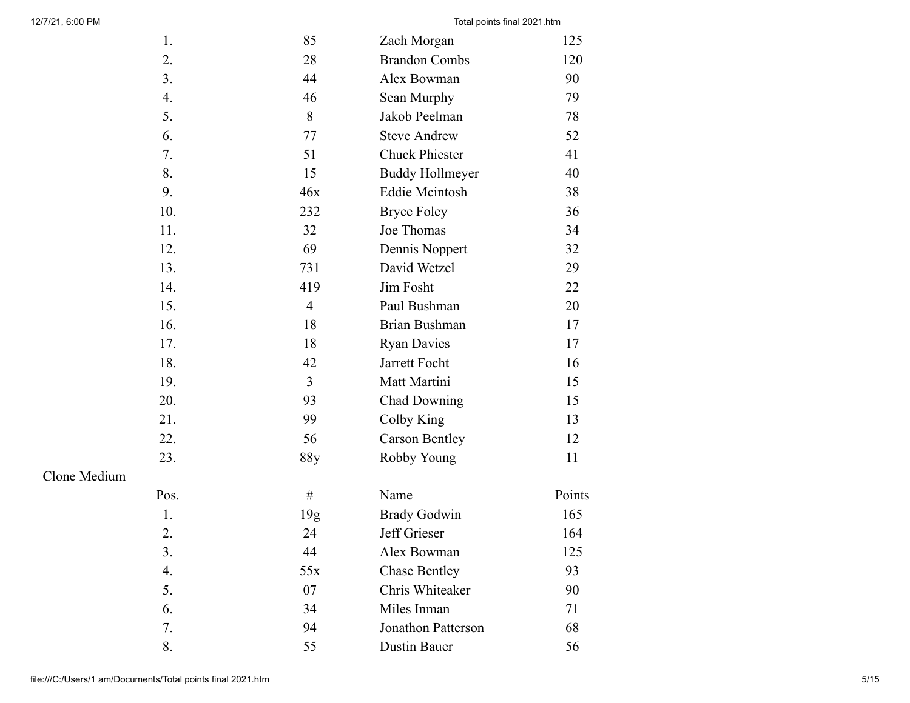| Pos. | # | Name | Points |
| --- | --- | --- | --- |
| 1. | 85 | Zach Morgan | 125 |
| 2. | 28 | Brandon Combs | 120 |
| 3. | 44 | Alex Bowman | 90 |
| 4. | 46 | Sean Murphy | 79 |
| 5. | 8 | Jakob Peelman | 78 |
| 6. | 77 | Steve Andrew | 52 |
| 7. | 51 | Chuck Phiester | 41 |
| 8. | 15 | Buddy Hollmeyer | 40 |
| 9. | 46x | Eddie Mcintosh | 38 |
| 10. | 232 | Bryce Foley | 36 |
| 11. | 32 | Joe Thomas | 34 |
| 12. | 69 | Dennis Noppert | 32 |
| 13. | 731 | David Wetzel | 29 |
| 14. | 419 | Jim Fosht | 22 |
| 15. | 4 | Paul Bushman | 20 |
| 16. | 18 | Brian Bushman | 17 |
| 17. | 18 | Ryan Davies | 17 |
| 18. | 42 | Jarrett Focht | 16 |
| 19. | 3 | Matt Martini | 15 |
| 20. | 93 | Chad Downing | 15 |
| 21. | 99 | Colby King | 13 |
| 22. | 56 | Carson Bentley | 12 |
| 23. | 88y | Robby Young | 11 |

Clone Medium

| Pos. | # | Name | Points |
| --- | --- | --- | --- |
| 1. | 19g | Brady Godwin | 165 |
| 2. | 24 | Jeff Grieser | 164 |
| 3. | 44 | Alex Bowman | 125 |
| 4. | 55x | Chase Bentley | 93 |
| 5. | 07 | Chris Whiteaker | 90 |
| 6. | 34 | Miles Inman | 71 |
| 7. | 94 | Jonathon Patterson | 68 |
| 8. | 55 | Dustin Bauer | 56 |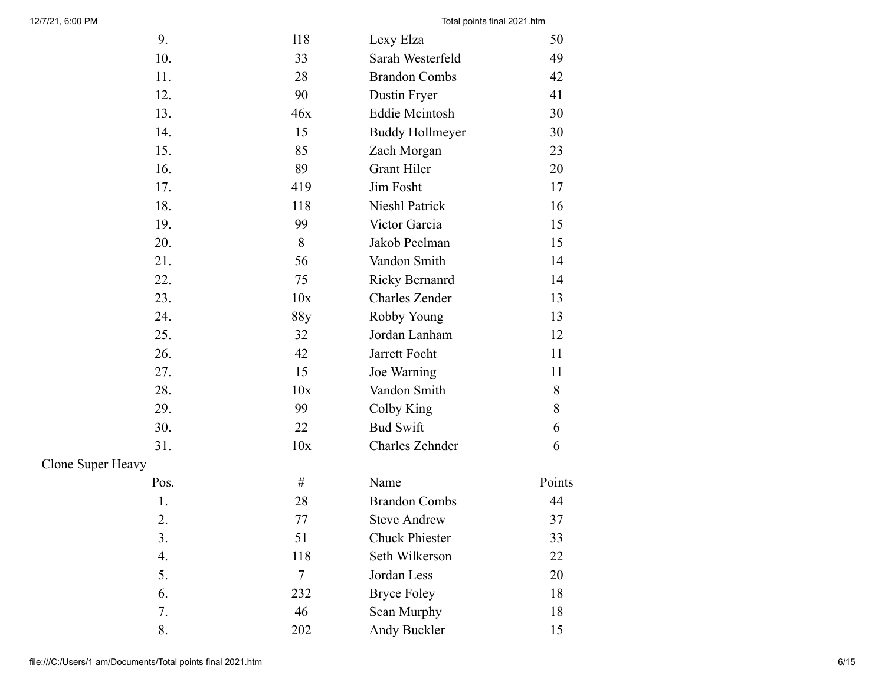| Pos. | # | Name | Points |
|---|---|---|---|
| 9. | l18 | Lexy Elza | 50 |
| 10. | 33 | Sarah Westerfeld | 49 |
| 11. | 28 | Brandon Combs | 42 |
| 12. | 90 | Dustin Fryer | 41 |
| 13. | 46x | Eddie Mcintosh | 30 |
| 14. | 15 | Buddy Hollmeyer | 30 |
| 15. | 85 | Zach Morgan | 23 |
| 16. | 89 | Grant Hiler | 20 |
| 17. | 419 | Jim Fosht | 17 |
| 18. | 118 | Nieshl Patrick | 16 |
| 19. | 99 | Victor Garcia | 15 |
| 20. | 8 | Jakob Peelman | 15 |
| 21. | 56 | Vandon Smith | 14 |
| 22. | 75 | Ricky Bernanrd | 14 |
| 23. | 10x | Charles Zender | 13 |
| 24. | 88y | Robby Young | 13 |
| 25. | 32 | Jordan Lanham | 12 |
| 26. | 42 | Jarrett Focht | 11 |
| 27. | 15 | Joe Warning | 11 |
| 28. | 10x | Vandon Smith | 8 |
| 29. | 99 | Colby King | 8 |
| 30. | 22 | Bud Swift | 6 |
| 31. | 10x | Charles Zehnder | 6 |

Clone Super Heavy

| Pos. | # | Name | Points |
|---|---|---|---|
| 1. | 28 | Brandon Combs | 44 |
| 2. | 77 | Steve Andrew | 37 |
| 3. | 51 | Chuck Phiester | 33 |
| 4. | 118 | Seth Wilkerson | 22 |
| 5. | 7 | Jordan Less | 20 |
| 6. | 232 | Bryce Foley | 18 |
| 7. | 46 | Sean Murphy | 18 |
| 8. | 202 | Andy Buckler | 15 |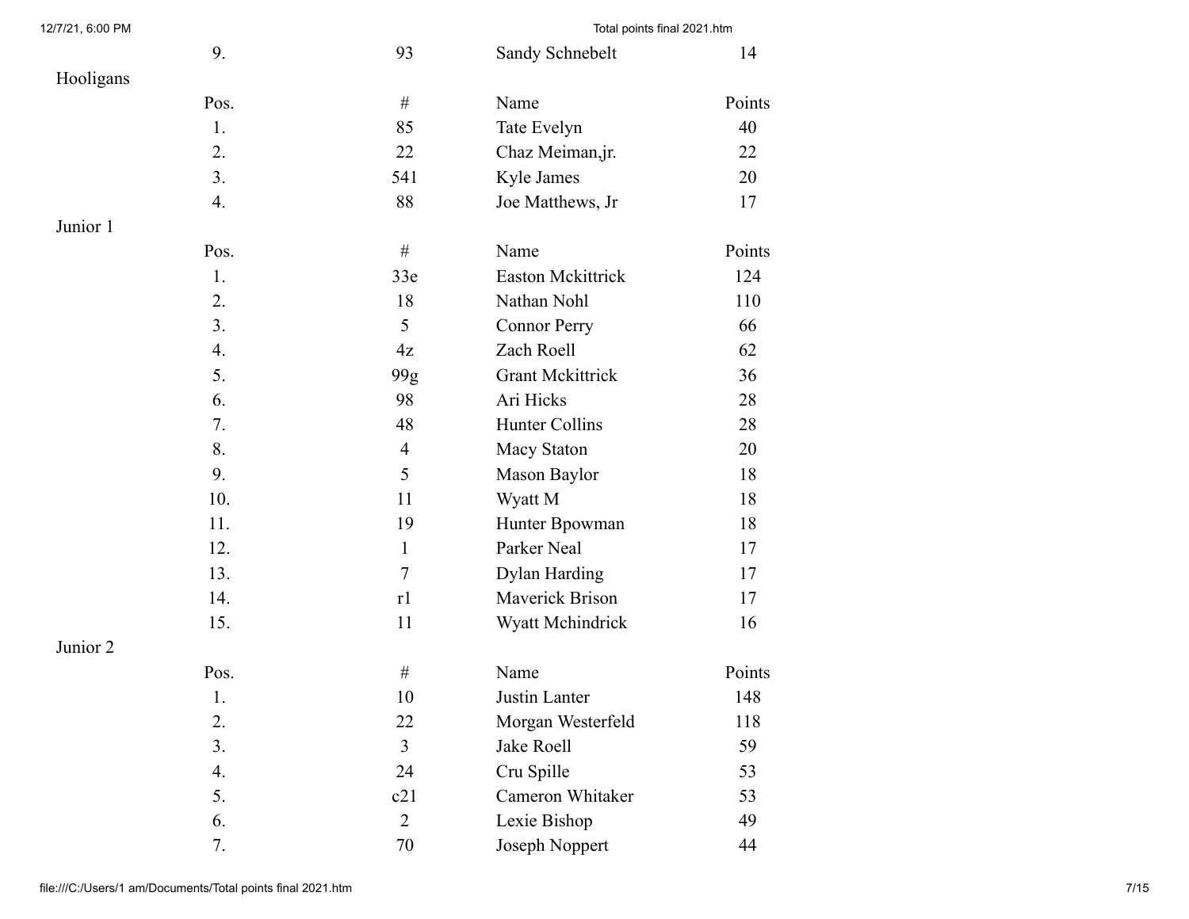| Pos. | # | Name | Points |
|---|---|---|---|
| 9. | 93 | Sandy Schnebelt | 14 |

Hooligans

| Pos. | # | Name | Points |
|---|---|---|---|
| 1. | 85 | Tate Evelyn | 40 |
| 2. | 22 | Chaz Meiman,jr. | 22 |
| 3. | 541 | Kyle James | 20 |
| 4. | 88 | Joe Matthews, Jr | 17 |

Junior 1

| Pos. | # | Name | Points |
|---|---|---|---|
| 1. | 33e | Easton Mckittrick | 124 |
| 2. | 18 | Nathan Nohl | 110 |
| 3. | 5 | Connor Perry | 66 |
| 4. | 4z | Zach Roell | 62 |
| 5. | 99g | Grant Mckittrick | 36 |
| 6. | 98 | Ari Hicks | 28 |
| 7. | 48 | Hunter Collins | 28 |
| 8. | 4 | Macy Staton | 20 |
| 9. | 5 | Mason Baylor | 18 |
| 10. | 11 | Wyatt M | 18 |
| 11. | 19 | Hunter Bpowman | 18 |
| 12. | 1 | Parker Neal | 17 |
| 13. | 7 | Dylan Harding | 17 |
| 14. | r1 | Maverick Brison | 17 |
| 15. | 11 | Wyatt Mchindrick | 16 |

Junior 2

| Pos. | # | Name | Points |
|---|---|---|---|
| 1. | 10 | Justin Lanter | 148 |
| 2. | 22 | Morgan Westerfeld | 118 |
| 3. | 3 | Jake Roell | 59 |
| 4. | 24 | Cru Spille | 53 |
| 5. | c21 | Cameron Whitaker | 53 |
| 6. | 2 | Lexie Bishop | 49 |
| 7. | 70 | Joseph Noppert | 44 |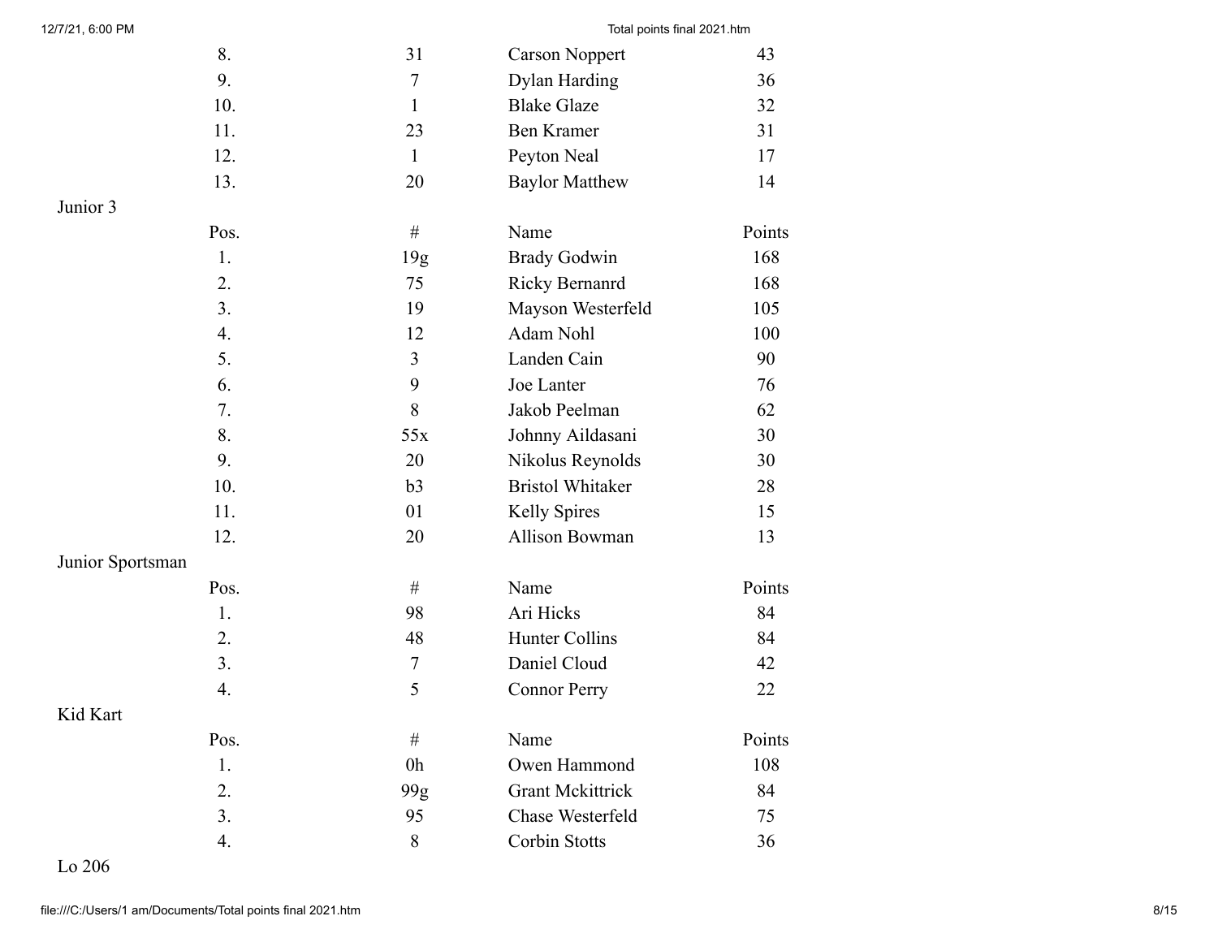| Pos. | # | Name | Points |
|---|---|---|---|
| 8. | 31 | Carson Noppert | 43 |
| 9. | 7 | Dylan Harding | 36 |
| 10. | 1 | Blake Glaze | 32 |
| 11. | 23 | Ben Kramer | 31 |
| 12. | 1 | Peyton Neal | 17 |
| 13. | 20 | Baylor Matthew | 14 |

Junior 3

| Pos. | # | Name | Points |
|---|---|---|---|
| 1. | 19g | Brady Godwin | 168 |
| 2. | 75 | Ricky Bernanrd | 168 |
| 3. | 19 | Mayson Westerfeld | 105 |
| 4. | 12 | Adam Nohl | 100 |
| 5. | 3 | Landen Cain | 90 |
| 6. | 9 | Joe Lanter | 76 |
| 7. | 8 | Jakob Peelman | 62 |
| 8. | 55x | Johnny Aildasani | 30 |
| 9. | 20 | Nikolus Reynolds | 30 |
| 10. | b3 | Bristol Whitaker | 28 |
| 11. | 01 | Kelly Spires | 15 |
| 12. | 20 | Allison Bowman | 13 |

Junior Sportsman

| Pos. | # | Name | Points |
|---|---|---|---|
| 1. | 98 | Ari Hicks | 84 |
| 2. | 48 | Hunter Collins | 84 |
| 3. | 7 | Daniel Cloud | 42 |
| 4. | 5 | Connor Perry | 22 |

Kid Kart

| Pos. | # | Name | Points |
|---|---|---|---|
| 1. | 0h | Owen Hammond | 108 |
| 2. | 99g | Grant Mckittrick | 84 |
| 3. | 95 | Chase Westerfeld | 75 |
| 4. | 8 | Corbin Stotts | 36 |

Lo 206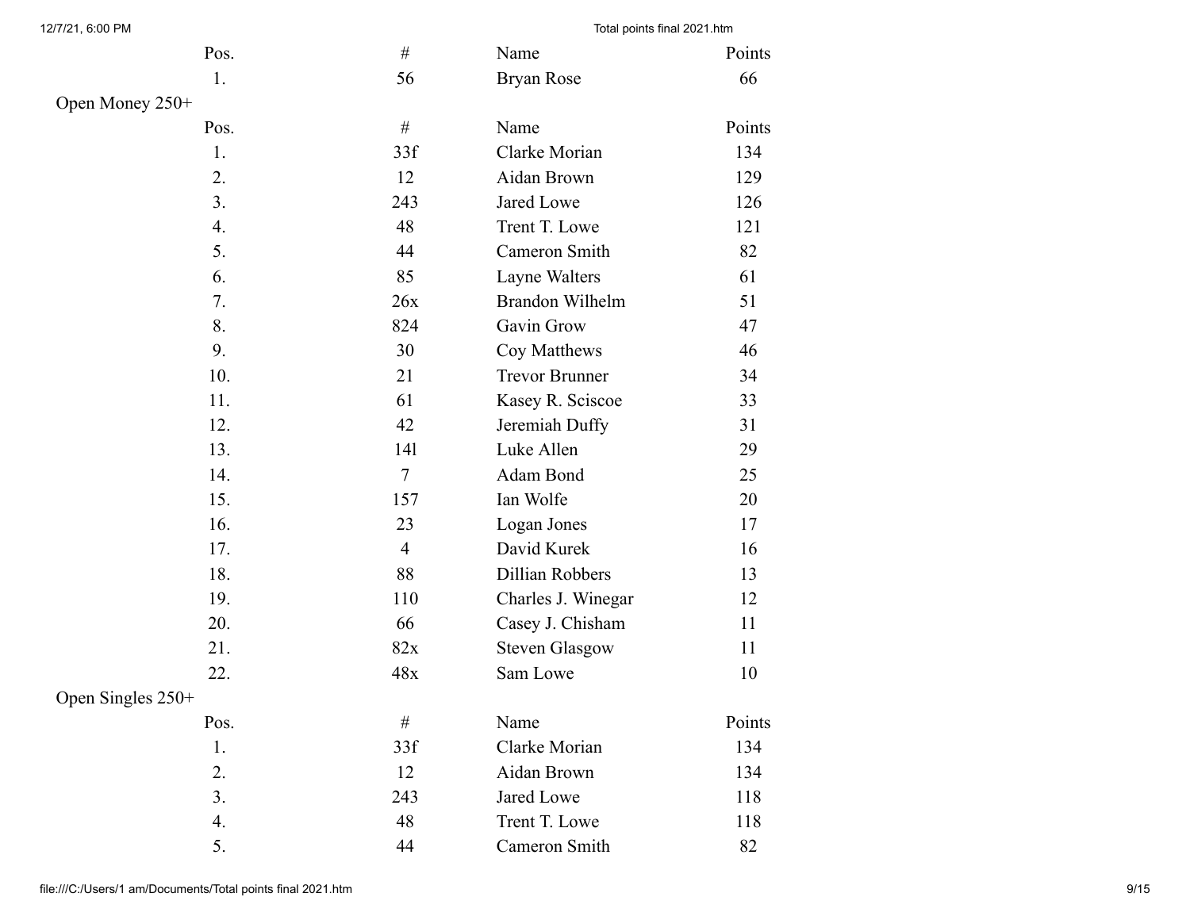| Pos. | # | Name | Points |
|---|---|---|---|
| 1. | 56 | Bryan Rose | 66 |

Open Money 250+

| Pos. | # | Name | Points |
|---|---|---|---|
| 1. | 33f | Clarke Morian | 134 |
| 2. | 12 | Aidan Brown | 129 |
| 3. | 243 | Jared Lowe | 126 |
| 4. | 48 | Trent T. Lowe | 121 |
| 5. | 44 | Cameron Smith | 82 |
| 6. | 85 | Layne Walters | 61 |
| 7. | 26x | Brandon Wilhelm | 51 |
| 8. | 824 | Gavin Grow | 47 |
| 9. | 30 | Coy Matthews | 46 |
| 10. | 21 | Trevor Brunner | 34 |
| 11. | 61 | Kasey R. Sciscoe | 33 |
| 12. | 42 | Jeremiah Duffy | 31 |
| 13. | 14l | Luke Allen | 29 |
| 14. | 7 | Adam Bond | 25 |
| 15. | 157 | Ian Wolfe | 20 |
| 16. | 23 | Logan Jones | 17 |
| 17. | 4 | David Kurek | 16 |
| 18. | 88 | Dillian Robbers | 13 |
| 19. | 110 | Charles J. Winegar | 12 |
| 20. | 66 | Casey J. Chisham | 11 |
| 21. | 82x | Steven Glasgow | 11 |
| 22. | 48x | Sam Lowe | 10 |

Open Singles 250+

| Pos. | # | Name | Points |
|---|---|---|---|
| 1. | 33f | Clarke Morian | 134 |
| 2. | 12 | Aidan Brown | 134 |
| 3. | 243 | Jared Lowe | 118 |
| 4. | 48 | Trent T. Lowe | 118 |
| 5. | 44 | Cameron Smith | 82 |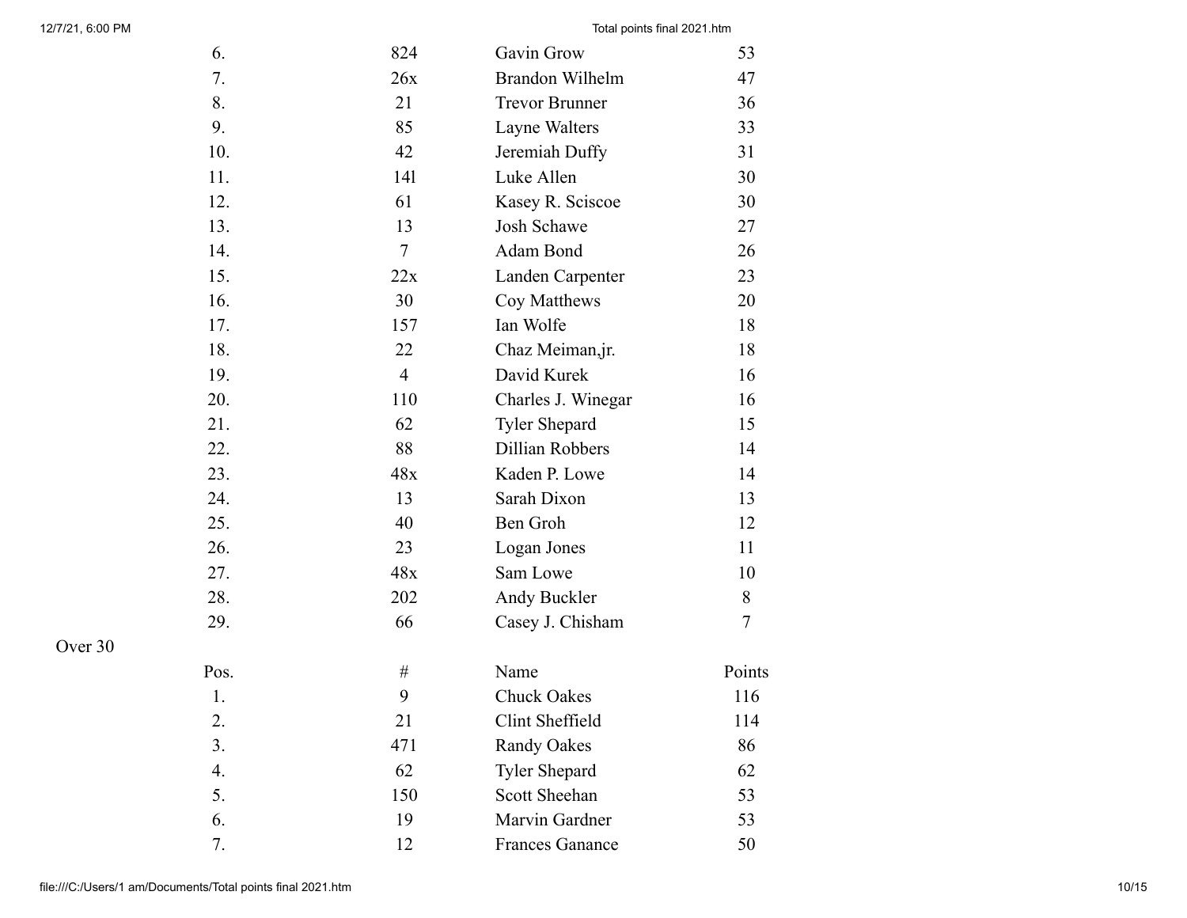| | | | |
|---|---|---|---|
| 6. | 824 | Gavin Grow | 53 |
| 7. | 26x | Brandon Wilhelm | 47 |
| 8. | 21 | Trevor Brunner | 36 |
| 9. | 85 | Layne Walters | 33 |
| 10. | 42 | Jeremiah Duffy | 31 |
| 11. | 14l | Luke Allen | 30 |
| 12. | 61 | Kasey R. Sciscoe | 30 |
| 13. | 13 | Josh Schawe | 27 |
| 14. | 7 | Adam Bond | 26 |
| 15. | 22x | Landen Carpenter | 23 |
| 16. | 30 | Coy Matthews | 20 |
| 17. | 157 | Ian Wolfe | 18 |
| 18. | 22 | Chaz Meiman,jr. | 18 |
| 19. | 4 | David Kurek | 16 |
| 20. | 110 | Charles J. Winegar | 16 |
| 21. | 62 | Tyler Shepard | 15 |
| 22. | 88 | Dillian Robbers | 14 |
| 23. | 48x | Kaden P. Lowe | 14 |
| 24. | 13 | Sarah Dixon | 13 |
| 25. | 40 | Ben Groh | 12 |
| 26. | 23 | Logan Jones | 11 |
| 27. | 48x | Sam Lowe | 10 |
| 28. | 202 | Andy Buckler | 8 |
| 29. | 66 | Casey J. Chisham | 7 |

Over 30

| Pos. | # | Name | Points |
|---|---|---|---|
| 1. | 9 | Chuck Oakes | 116 |
| 2. | 21 | Clint Sheffield | 114 |
| 3. | 471 | Randy Oakes | 86 |
| 4. | 62 | Tyler Shepard | 62 |
| 5. | 150 | Scott Sheehan | 53 |
| 6. | 19 | Marvin Gardner | 53 |
| 7. | 12 | Frances Ganance | 50 |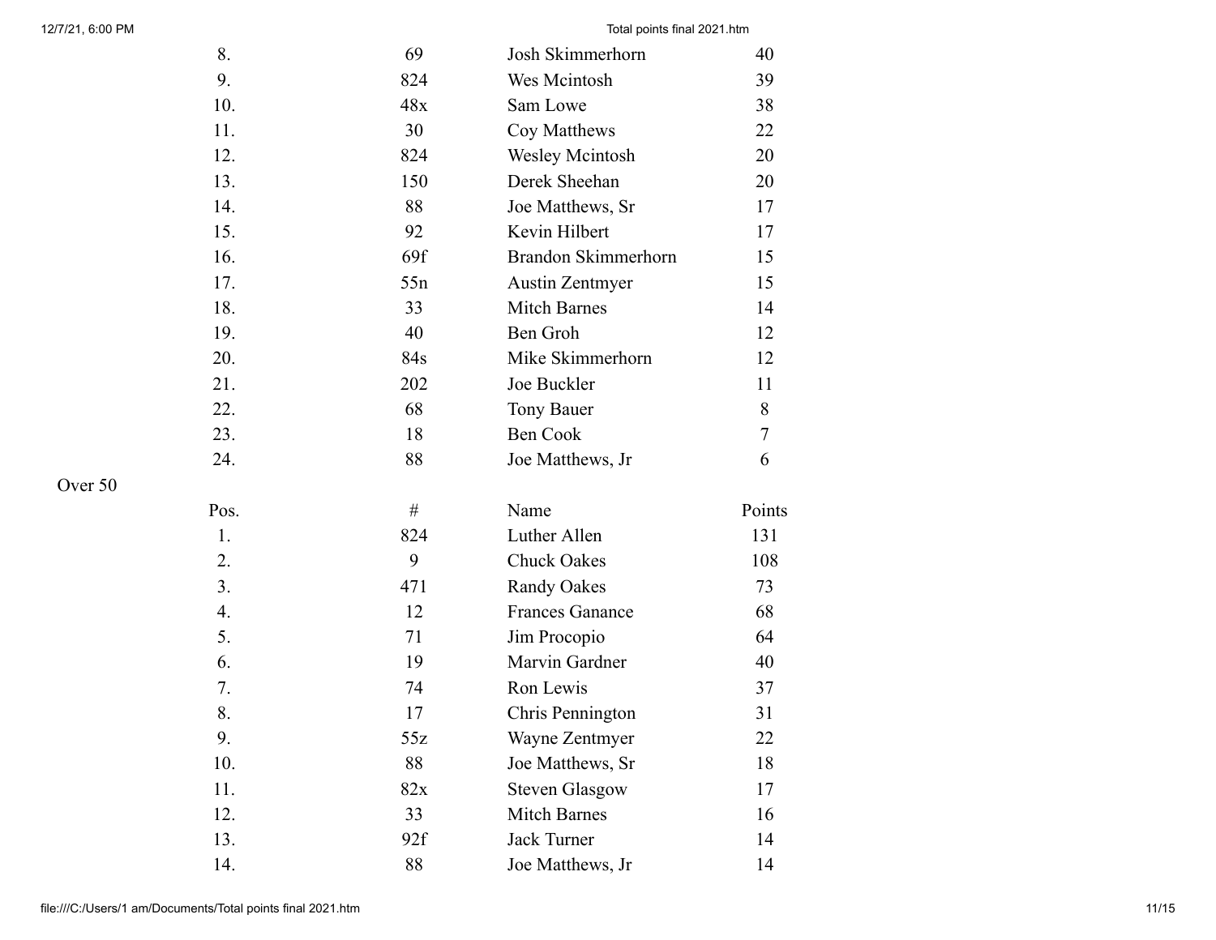| Pos. | # | Name | Points |
|---|---|---|---|
| 8. | 69 | Josh Skimmerhorn | 40 |
| 9. | 824 | Wes Mcintosh | 39 |
| 10. | 48x | Sam Lowe | 38 |
| 11. | 30 | Coy Matthews | 22 |
| 12. | 824 | Wesley Mcintosh | 20 |
| 13. | 150 | Derek Sheehan | 20 |
| 14. | 88 | Joe Matthews, Sr | 17 |
| 15. | 92 | Kevin Hilbert | 17 |
| 16. | 69f | Brandon Skimmerhorn | 15 |
| 17. | 55n | Austin Zentmyer | 15 |
| 18. | 33 | Mitch Barnes | 14 |
| 19. | 40 | Ben Groh | 12 |
| 20. | 84s | Mike Skimmerhorn | 12 |
| 21. | 202 | Joe Buckler | 11 |
| 22. | 68 | Tony Bauer | 8 |
| 23. | 18 | Ben Cook | 7 |
| 24. | 88 | Joe Matthews, Jr | 6 |

Over 50

| Pos. | # | Name | Points |
|---|---|---|---|
| 1. | 824 | Luther Allen | 131 |
| 2. | 9 | Chuck Oakes | 108 |
| 3. | 471 | Randy Oakes | 73 |
| 4. | 12 | Frances Ganance | 68 |
| 5. | 71 | Jim Procopio | 64 |
| 6. | 19 | Marvin Gardner | 40 |
| 7. | 74 | Ron Lewis | 37 |
| 8. | 17 | Chris Pennington | 31 |
| 9. | 55z | Wayne Zentmyer | 22 |
| 10. | 88 | Joe Matthews, Sr | 18 |
| 11. | 82x | Steven Glasgow | 17 |
| 12. | 33 | Mitch Barnes | 16 |
| 13. | 92f | Jack Turner | 14 |
| 14. | 88 | Joe Matthews, Jr | 14 |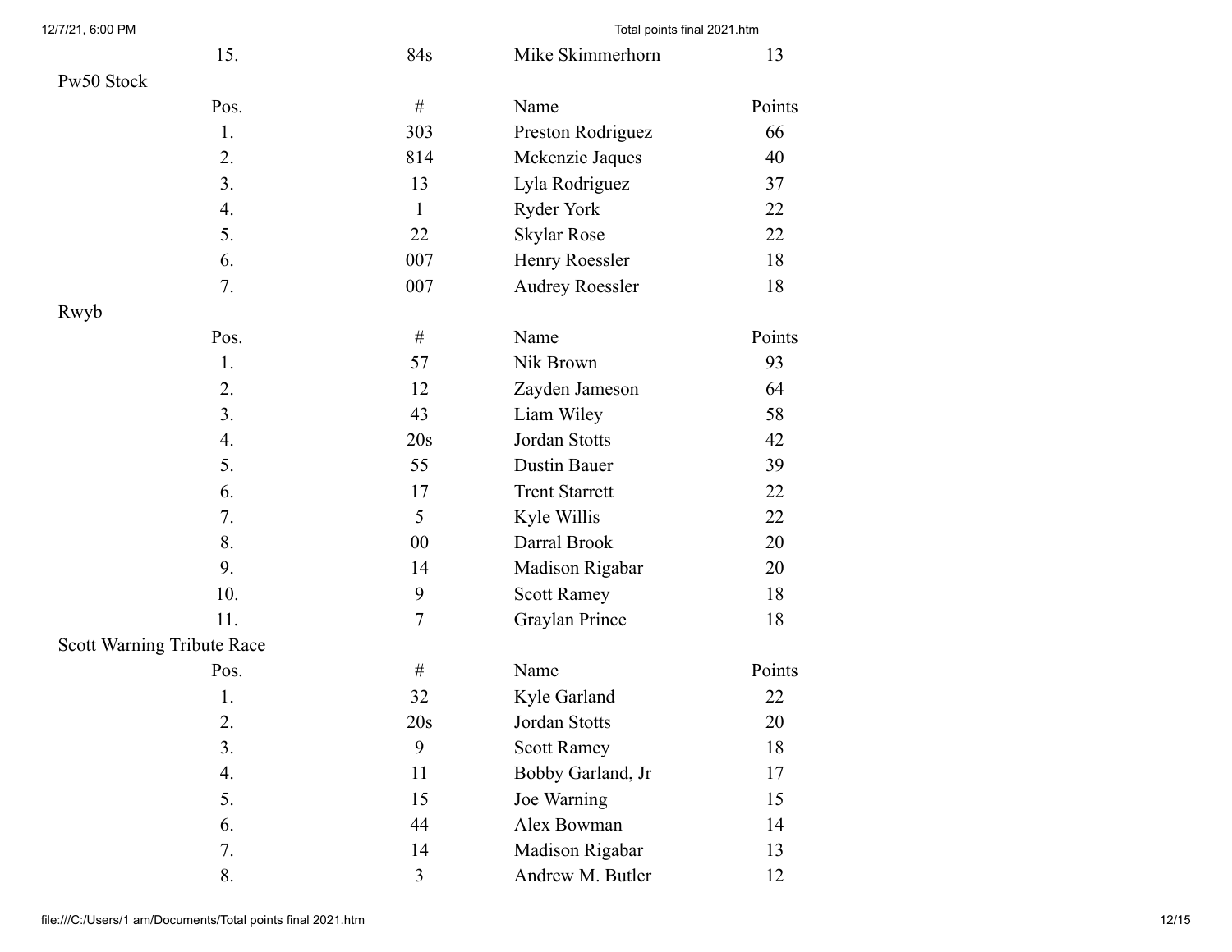| 15. | 84s | Mike Skimmerhorn | 13 |
|---|---|---|---|

Pw50 Stock

| Pos. | # | Name | Points |
|---|---|---|---|
| 1. | 303 | Preston Rodriguez | 66 |
| 2. | 814 | Mckenzie Jaques | 40 |
| 3. | 13 | Lyla Rodriguez | 37 |
| 4. | 1 | Ryder York | 22 |
| 5. | 22 | Skylar Rose | 22 |
| 6. | 007 | Henry Roessler | 18 |
| 7. | 007 | Audrey Roessler | 18 |

Rwyb

| Pos. | # | Name | Points |
|---|---|---|---|
| 1. | 57 | Nik Brown | 93 |
| 2. | 12 | Zayden Jameson | 64 |
| 3. | 43 | Liam Wiley | 58 |
| 4. | 20s | Jordan Stotts | 42 |
| 5. | 55 | Dustin Bauer | 39 |
| 6. | 17 | Trent Starrett | 22 |
| 7. | 5 | Kyle Willis | 22 |
| 8. | 00 | Darral Brook | 20 |
| 9. | 14 | Madison Rigabar | 20 |
| 10. | 9 | Scott Ramey | 18 |
| 11. | 7 | Graylan Prince | 18 |

Scott Warning Tribute Race

| Pos. | # | Name | Points |
|---|---|---|---|
| 1. | 32 | Kyle Garland | 22 |
| 2. | 20s | Jordan Stotts | 20 |
| 3. | 9 | Scott Ramey | 18 |
| 4. | 11 | Bobby Garland, Jr | 17 |
| 5. | 15 | Joe Warning | 15 |
| 6. | 44 | Alex Bowman | 14 |
| 7. | 14 | Madison Rigabar | 13 |
| 8. | 3 | Andrew M. Butler | 12 |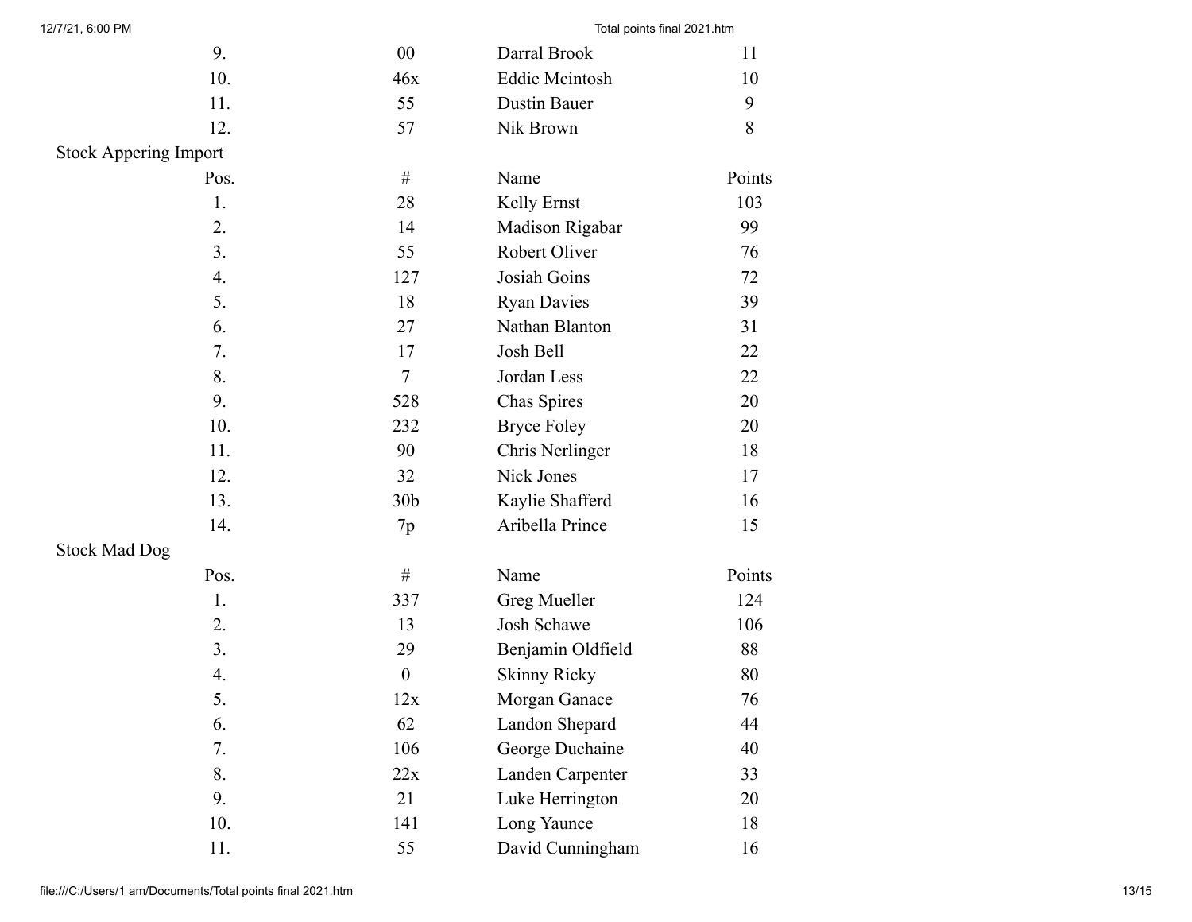| Pos. | # | Name | Points |
|---|---|---|---|
| 9. | 00 | Darral Brook | 11 |
| 10. | 46x | Eddie Mcintosh | 10 |
| 11. | 55 | Dustin Bauer | 9 |
| 12. | 57 | Nik Brown | 8 |

Stock Appering Import

| Pos. | # | Name | Points |
|---|---|---|---|
| 1. | 28 | Kelly Ernst | 103 |
| 2. | 14 | Madison Rigabar | 99 |
| 3. | 55 | Robert Oliver | 76 |
| 4. | 127 | Josiah Goins | 72 |
| 5. | 18 | Ryan Davies | 39 |
| 6. | 27 | Nathan Blanton | 31 |
| 7. | 17 | Josh Bell | 22 |
| 8. | 7 | Jordan Less | 22 |
| 9. | 528 | Chas Spires | 20 |
| 10. | 232 | Bryce Foley | 20 |
| 11. | 90 | Chris Nerlinger | 18 |
| 12. | 32 | Nick Jones | 17 |
| 13. | 30b | Kaylie Shafferd | 16 |
| 14. | 7p | Aribella Prince | 15 |

Stock Mad Dog

| Pos. | # | Name | Points |
|---|---|---|---|
| 1. | 337 | Greg Mueller | 124 |
| 2. | 13 | Josh Schawe | 106 |
| 3. | 29 | Benjamin Oldfield | 88 |
| 4. | 0 | Skinny Ricky | 80 |
| 5. | 12x | Morgan Ganace | 76 |
| 6. | 62 | Landon Shepard | 44 |
| 7. | 106 | George Duchaine | 40 |
| 8. | 22x | Landen Carpenter | 33 |
| 9. | 21 | Luke Herrington | 20 |
| 10. | 141 | Long Yaunce | 18 |
| 11. | 55 | David Cunningham | 16 |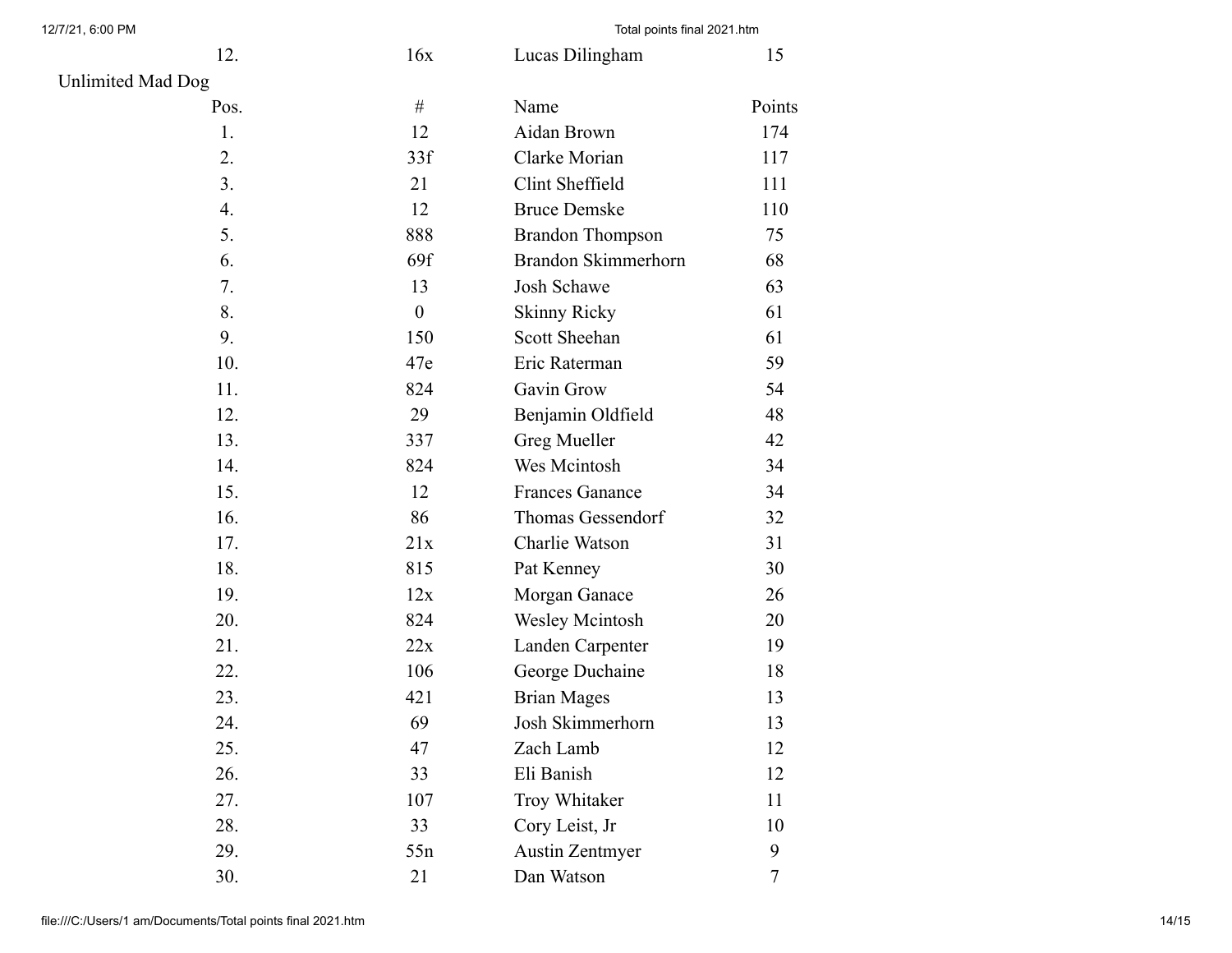| 12. | 16x | Lucas Dilingham | 15 |
|---|---|---|---|

Unlimited Mad Dog

| Pos. | # | Name | Points |
|---|---|---|---|
| 1. | 12 | Aidan Brown | 174 |
| 2. | 33f | Clarke Morian | 117 |
| 3. | 21 | Clint Sheffield | 111 |
| 4. | 12 | Bruce Demske | 110 |
| 5. | 888 | Brandon Thompson | 75 |
| 6. | 69f | Brandon Skimmerhorn | 68 |
| 7. | 13 | Josh Schawe | 63 |
| 8. | 0 | Skinny Ricky | 61 |
| 9. | 150 | Scott Sheehan | 61 |
| 10. | 47e | Eric Raterman | 59 |
| 11. | 824 | Gavin Grow | 54 |
| 12. | 29 | Benjamin Oldfield | 48 |
| 13. | 337 | Greg Mueller | 42 |
| 14. | 824 | Wes Mcintosh | 34 |
| 15. | 12 | Frances Ganance | 34 |
| 16. | 86 | Thomas Gessendorf | 32 |
| 17. | 21x | Charlie Watson | 31 |
| 18. | 815 | Pat Kenney | 30 |
| 19. | 12x | Morgan Ganace | 26 |
| 20. | 824 | Wesley Mcintosh | 20 |
| 21. | 22x | Landen Carpenter | 19 |
| 22. | 106 | George Duchaine | 18 |
| 23. | 421 | Brian Mages | 13 |
| 24. | 69 | Josh Skimmerhorn | 13 |
| 25. | 47 | Zach Lamb | 12 |
| 26. | 33 | Eli Banish | 12 |
| 27. | 107 | Troy Whitaker | 11 |
| 28. | 33 | Cory Leist, Jr | 10 |
| 29. | 55n | Austin Zentmyer | 9 |
| 30. | 21 | Dan Watson | 7 |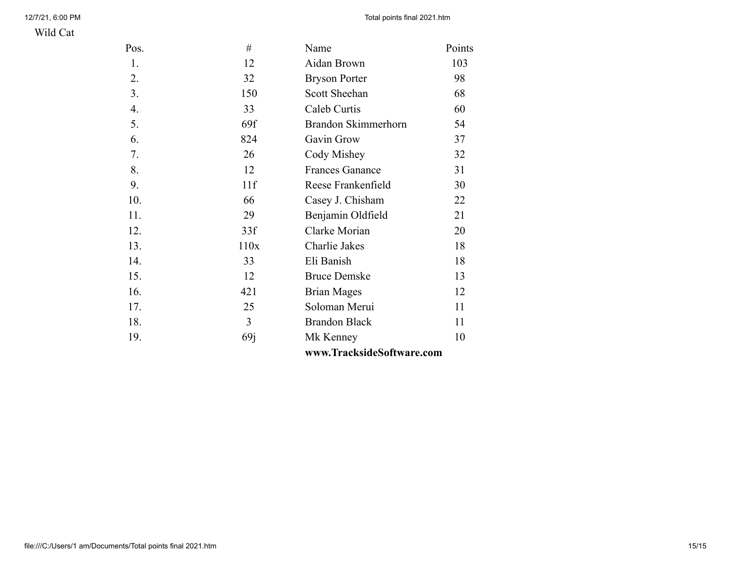Wild Cat

| Pos. | # | Name | Points |
| --- | --- | --- | --- |
| 1. | 12 | Aidan Brown | 103 |
| 2. | 32 | Bryson Porter | 98 |
| 3. | 150 | Scott Sheehan | 68 |
| 4. | 33 | Caleb Curtis | 60 |
| 5. | 69f | Brandon Skimmerhorn | 54 |
| 6. | 824 | Gavin Grow | 37 |
| 7. | 26 | Cody Mishey | 32 |
| 8. | 12 | Frances Ganance | 31 |
| 9. | 11f | Reese Frankenfield | 30 |
| 10. | 66 | Casey J. Chisham | 22 |
| 11. | 29 | Benjamin Oldfield | 21 |
| 12. | 33f | Clarke Morian | 20 |
| 13. | 110x | Charlie Jakes | 18 |
| 14. | 33 | Eli Banish | 18 |
| 15. | 12 | Bruce Demske | 13 |
| 16. | 421 | Brian Mages | 12 |
| 17. | 25 | Soloman Merui | 11 |
| 18. | 3 | Brandon Black | 11 |
| 19. | 69j | Mk Kenney | 10 |

**www.TracksideSoftware.com**